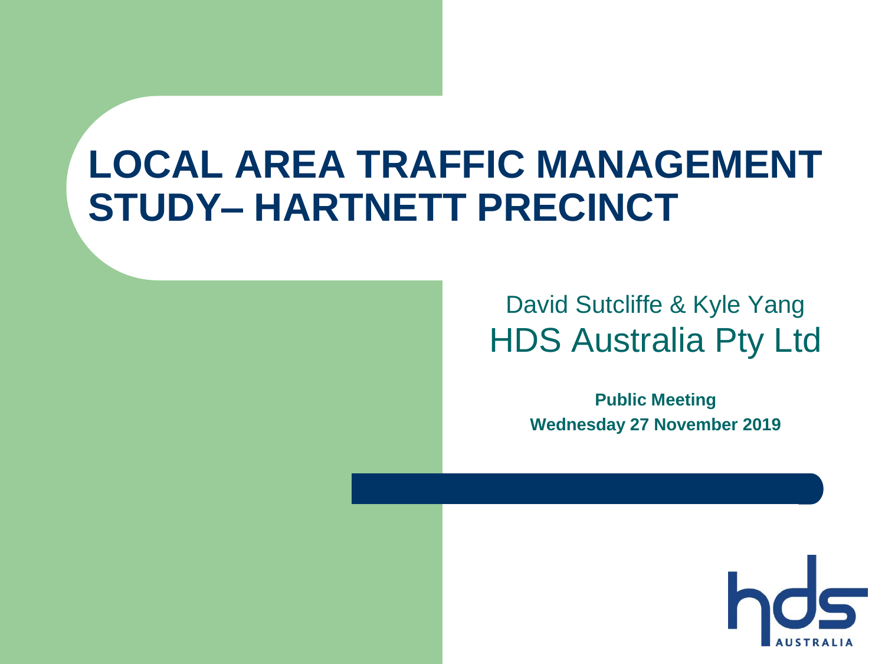# LOCAL AREA TRAFFIC MANAGEMENT STUDY– HARTNETT PRECINCT

David Sutcliffe & Kyle Yang

HDS Australia Pty Ltd

**Public Meeting**

**Wednesday 27 November 2019**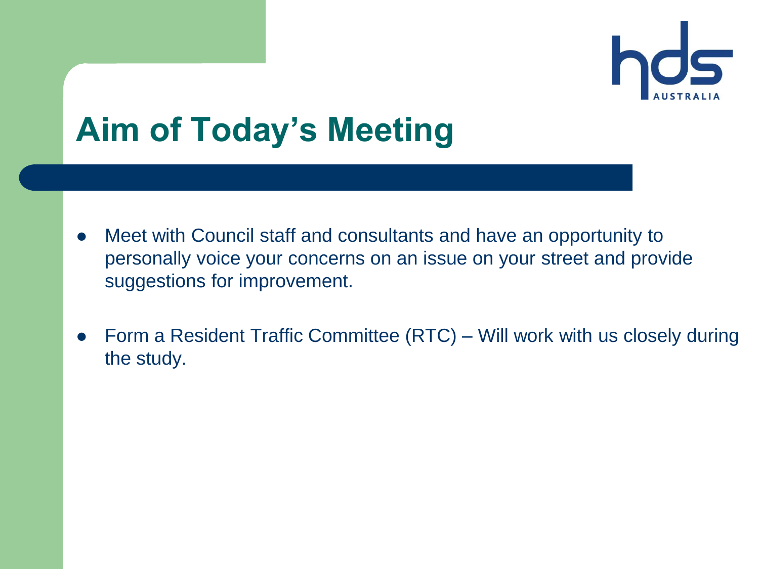# Aim of Today's Meeting

- Meet with Council staff and consultants and have an opportunity to personally voice your concerns on an issue on your street and provide suggestions for improvement.
- Form a Resident Traffic Committee (RTC) – Will work with us closely during the study.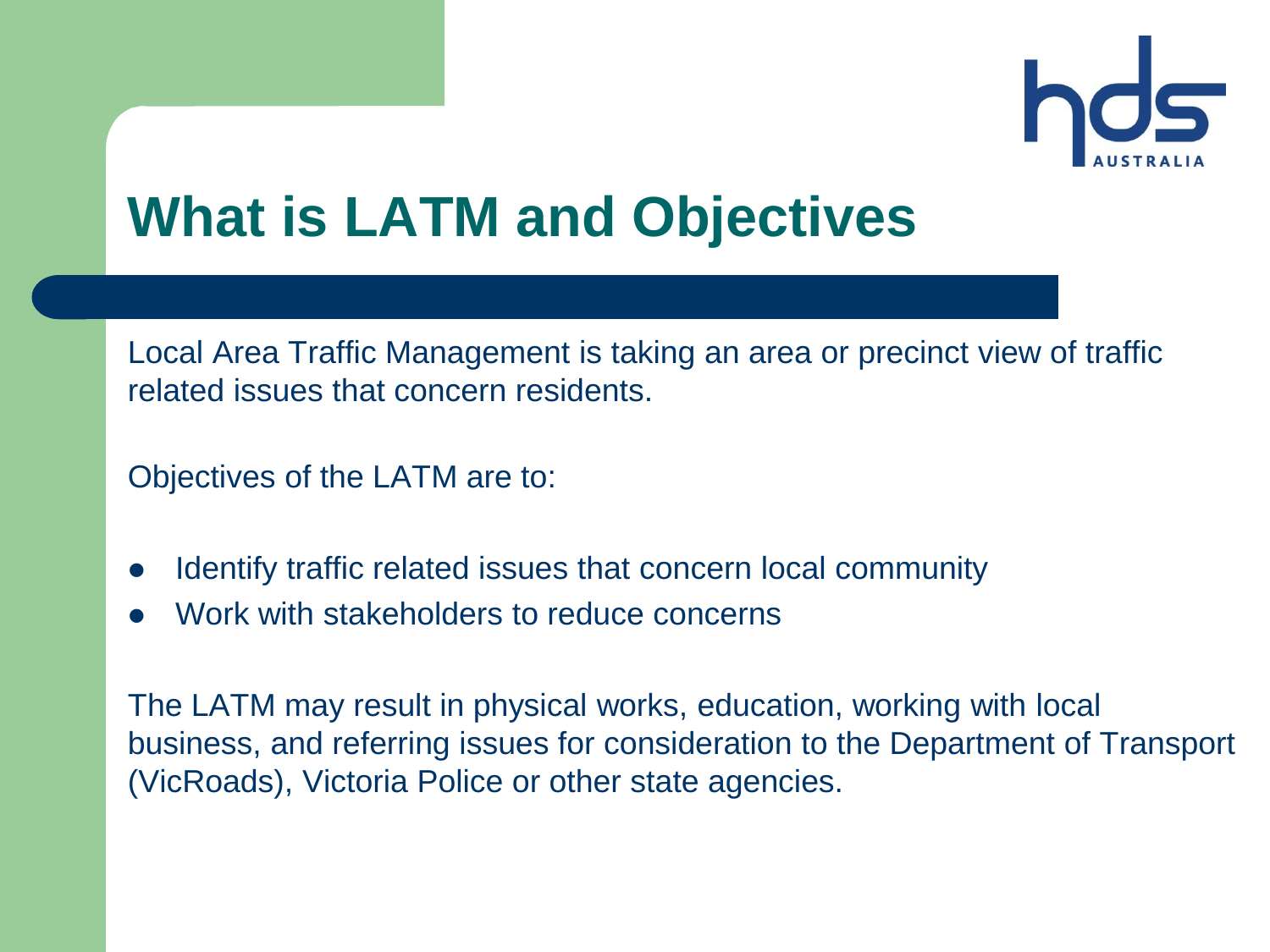# What is LATM and Objectives

Local Area Traffic Management is taking an area or precinct view of traffic related issues that concern residents.

Objectives of the LATM are to:

- Identify traffic related issues that concern local community
- Work with stakeholders to reduce concerns

The LATM may result in physical works, education, working with local business, and referring issues for consideration to the Department of Transport (VicRoads), Victoria Police or other state agencies.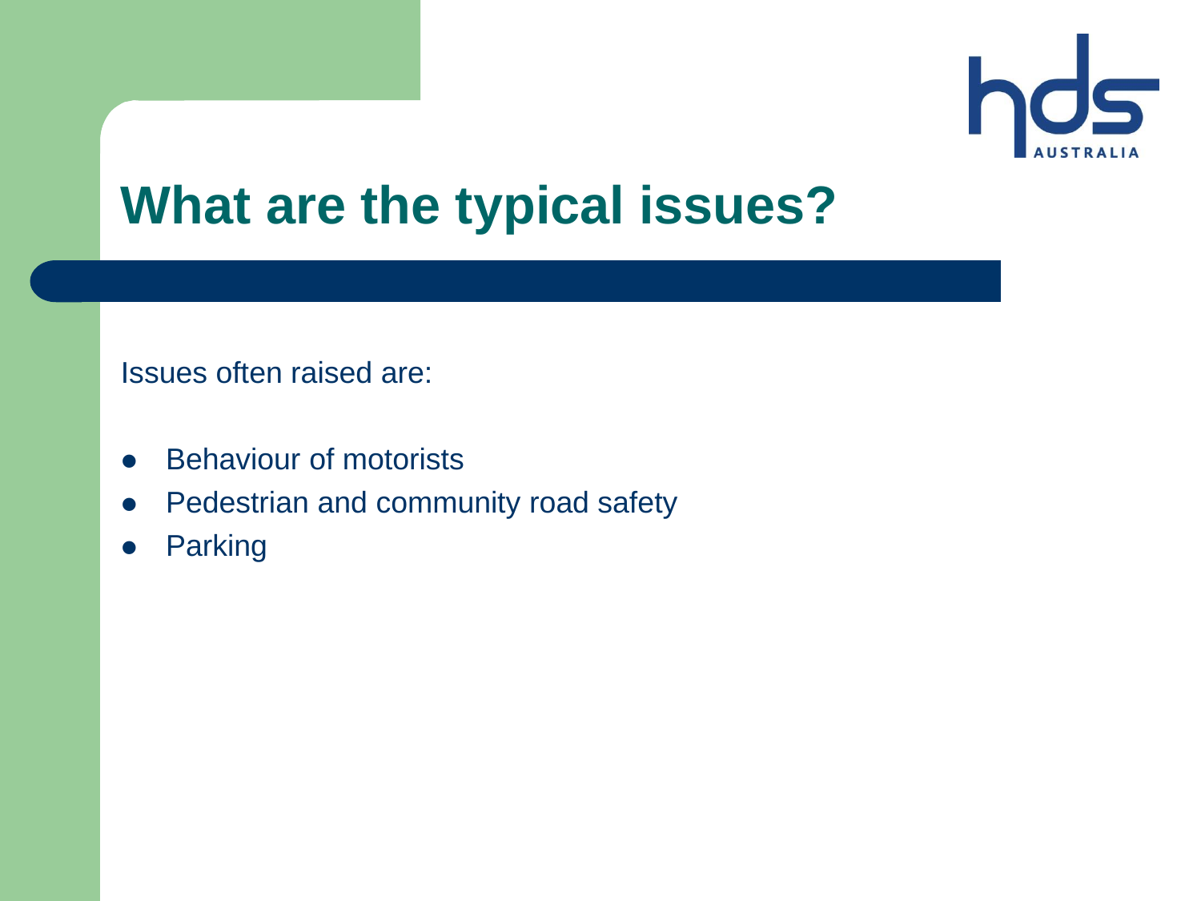# What are the typical issues?

Issues often raised are:

- Behaviour of motorists
- Pedestrian and community road safety
- Parking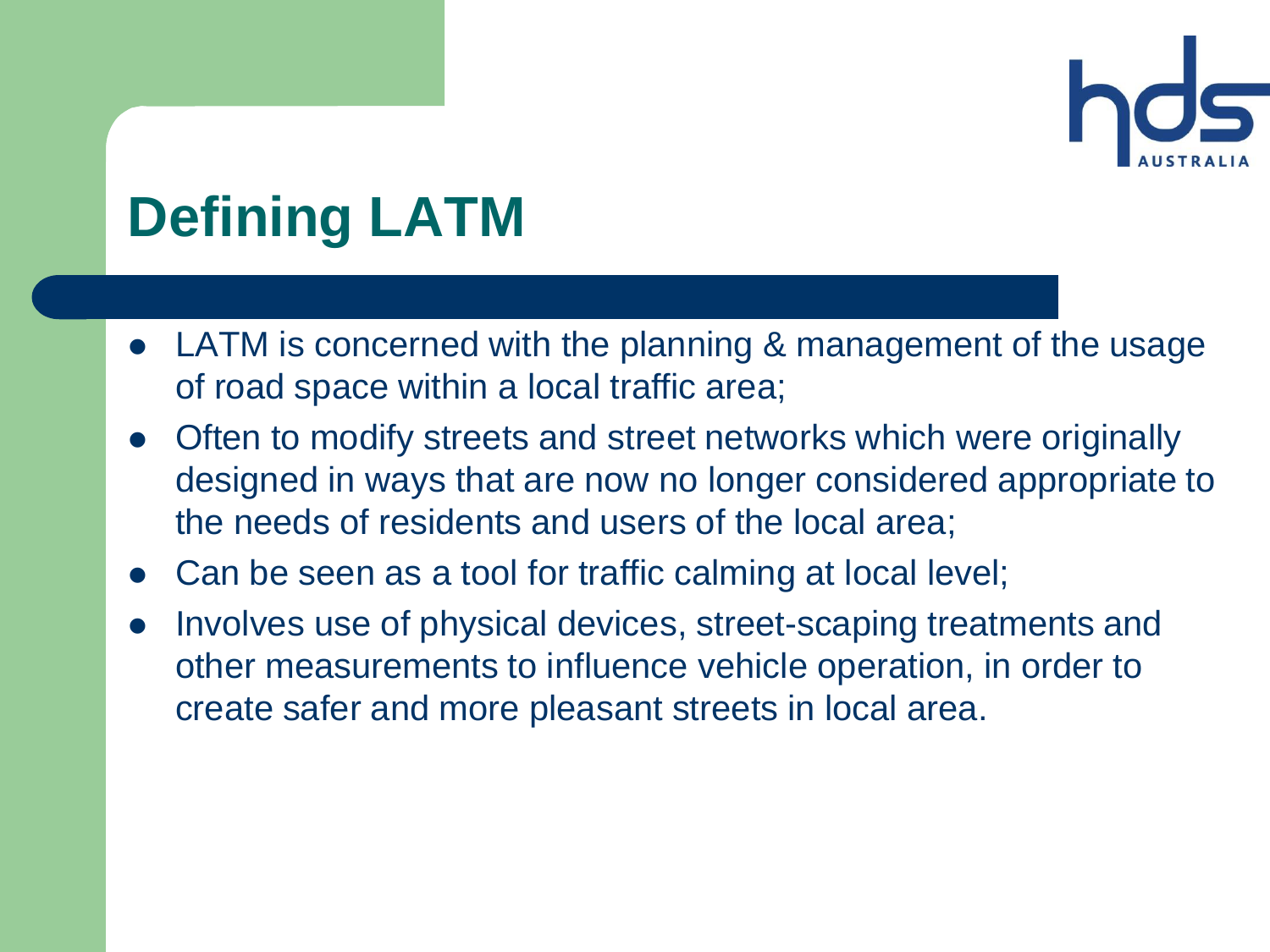# Defining LATM

- LATM is concerned with the planning & management of the usage of road space within a local traffic area;
- Often to modify streets and street networks which were originally designed in ways that are now no longer considered appropriate to the needs of residents and users of the local area;
- Can be seen as a tool for traffic calming at local level;
- Involves use of physical devices, street-scaping treatments and other measurements to influence vehicle operation, in order to create safer and more pleasant streets in local area.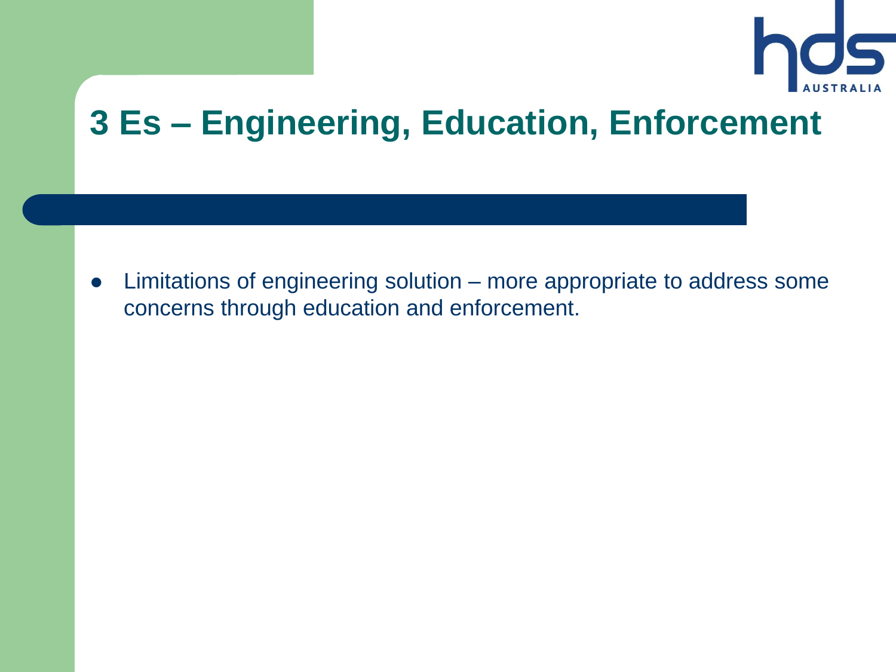# 3 Es – Engineering, Education, Enforcement

- Limitations of engineering solution – more appropriate to address some concerns through education and enforcement.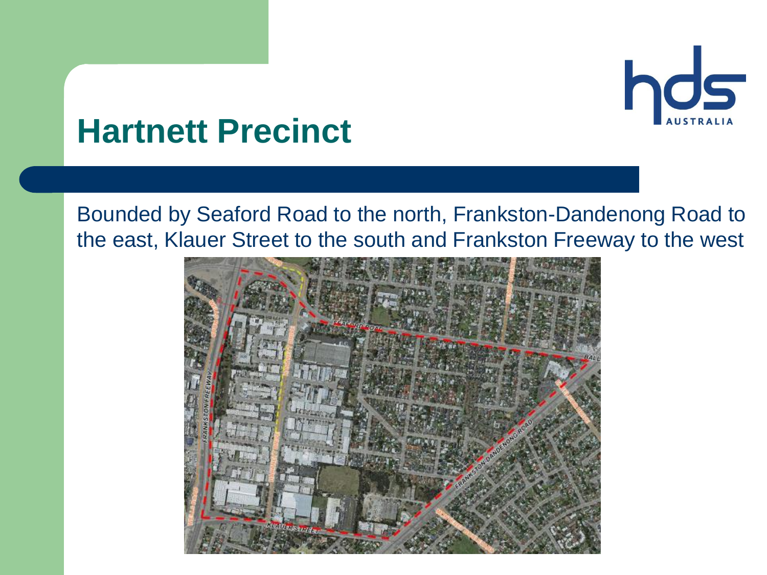# Hartnett Precinct

Bounded by Seaford Road to the north, Frankston-Dandenong Road to the east, Klauer Street to the south and Frankston Freeway to the west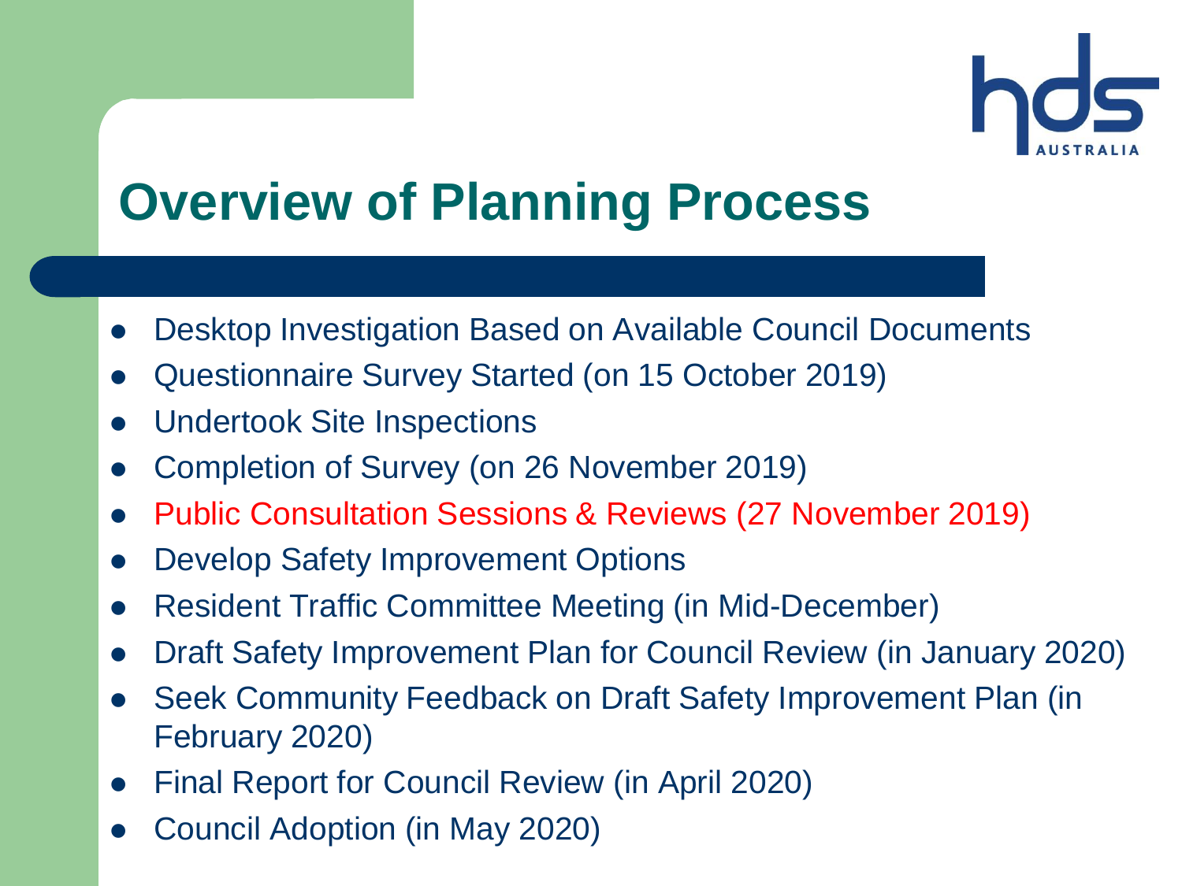# Overview of Planning Process

- Desktop Investigation Based on Available Council Documents
- Questionnaire Survey Started (on 15 October 2019)
- Undertook Site Inspections
- Completion of Survey (on 26 November 2019)
- Public Consultation Sessions & Reviews (27 November 2019)
- Develop Safety Improvement Options
- Resident Traffic Committee Meeting (in Mid-December)
- Draft Safety Improvement Plan for Council Review (in January 2020)
- Seek Community Feedback on Draft Safety Improvement Plan (in February 2020)
- Final Report for Council Review (in April 2020)
- Council Adoption (in May 2020)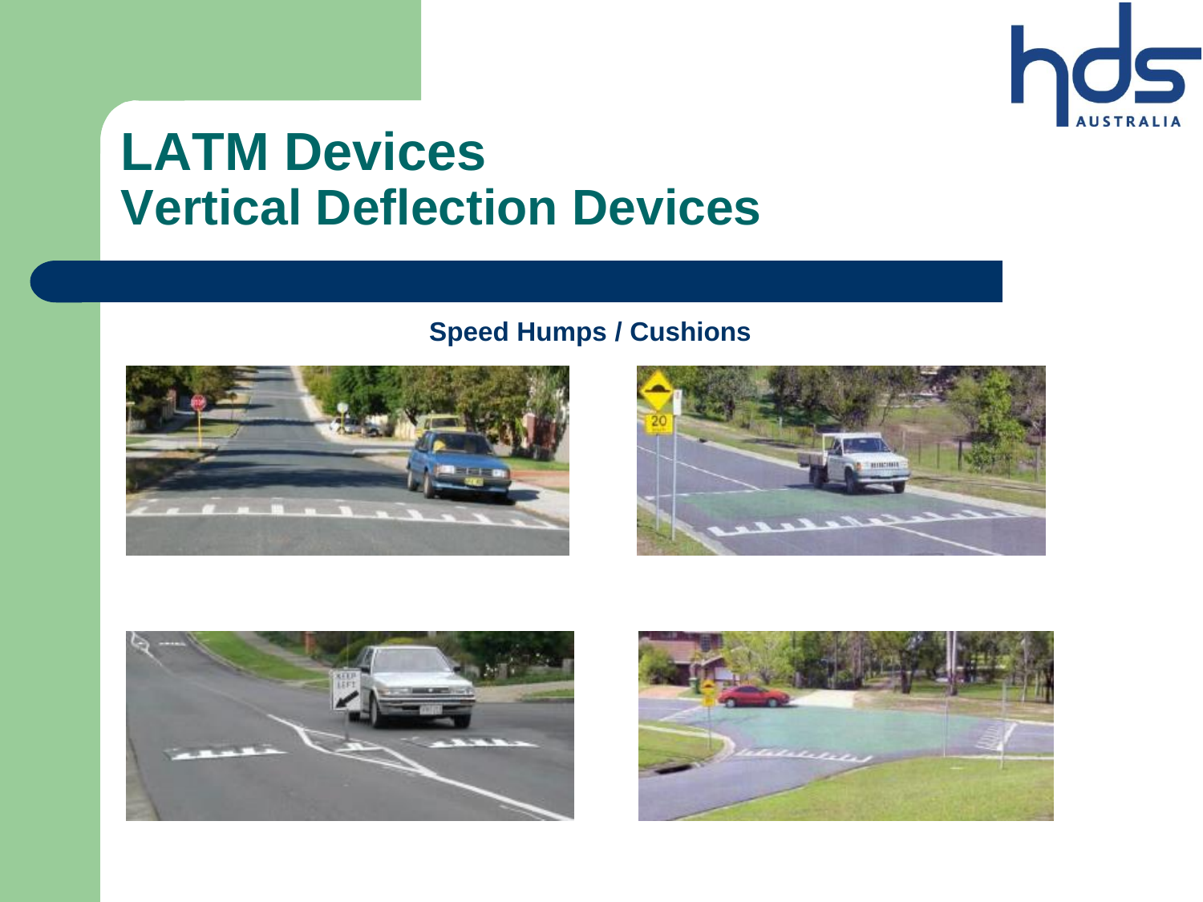# LATM Devices
# Vertical Deflection Devices

**Speed Humps / Cushions**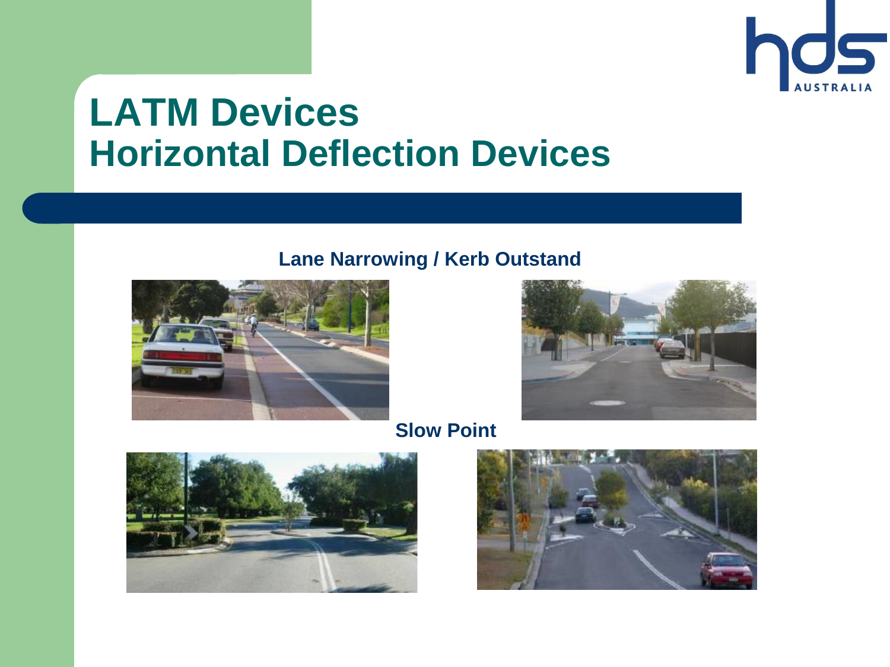# LATM Devices
# Horizontal Deflection Devices

**Lane Narrowing / Kerb Outstand**

**Slow Point**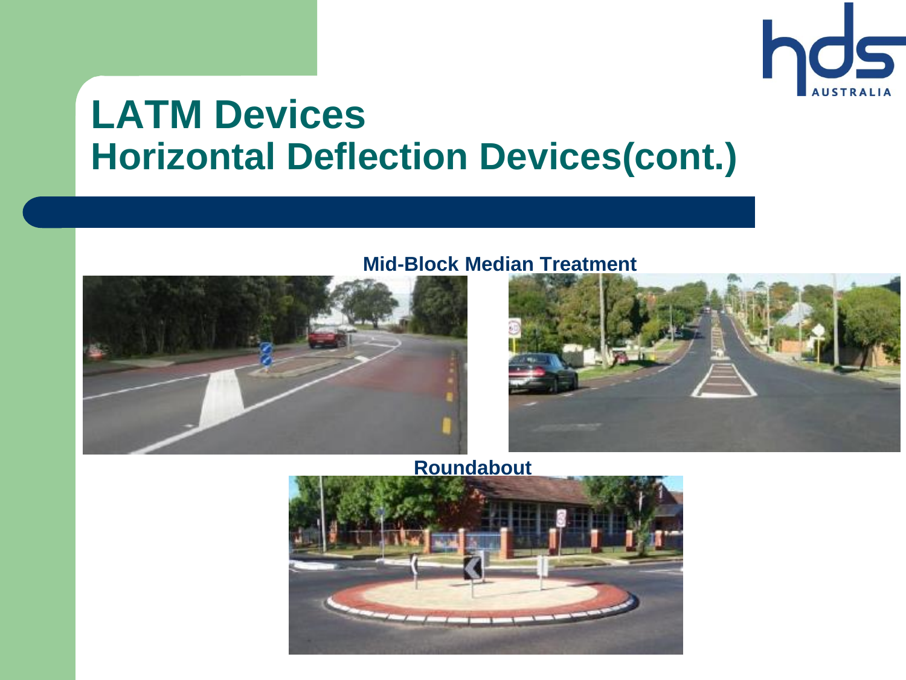# LATM Devices
## Horizontal Deflection Devices(cont.)

**Mid-Block Median Treatment**

**Roundabout**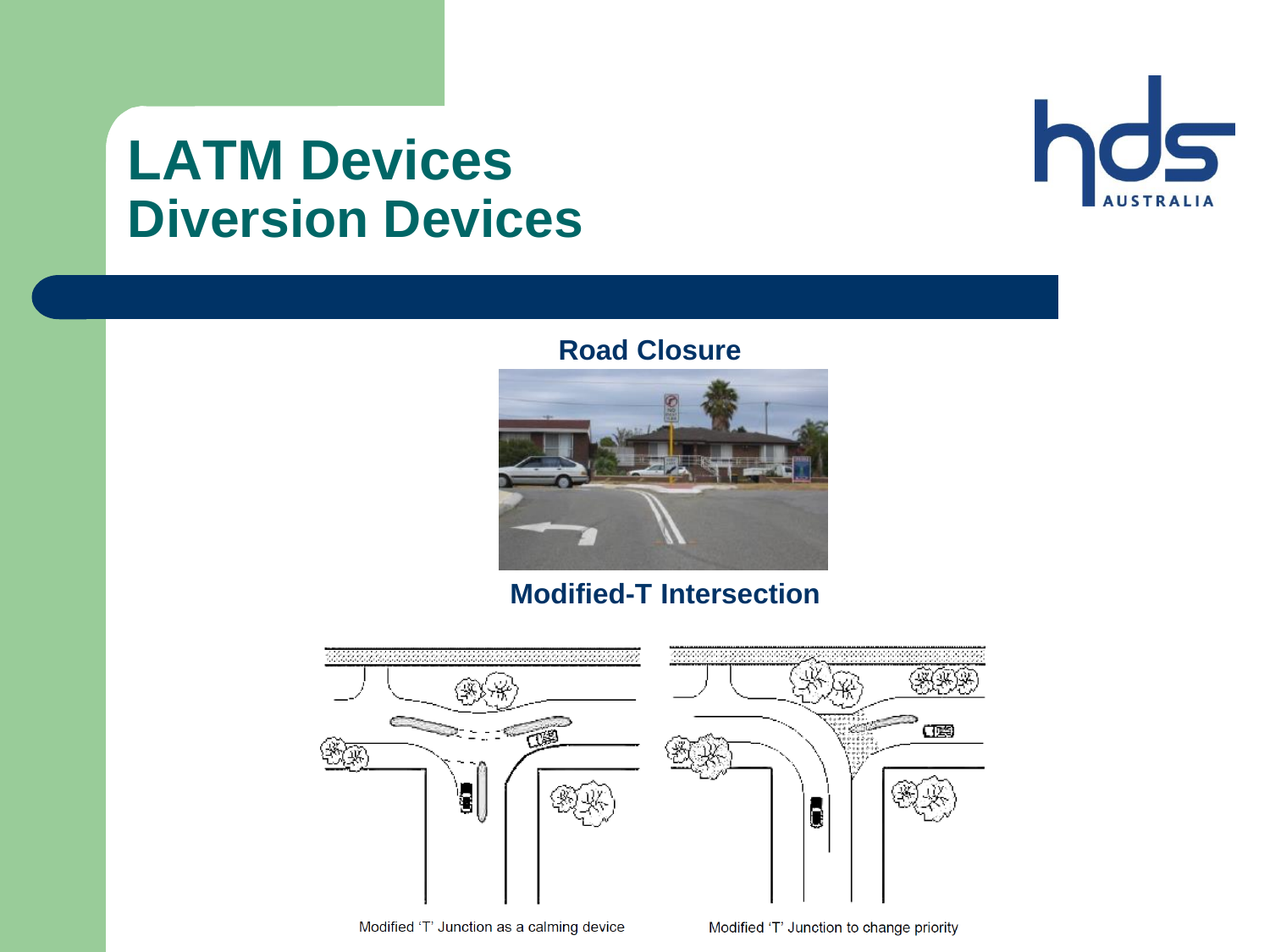# LATM Devices
# Diversion Devices

**Road Closure**

**Modified-T Intersection**

Modified 'T' Junction as a calming device

Modified 'T' Junction to change priority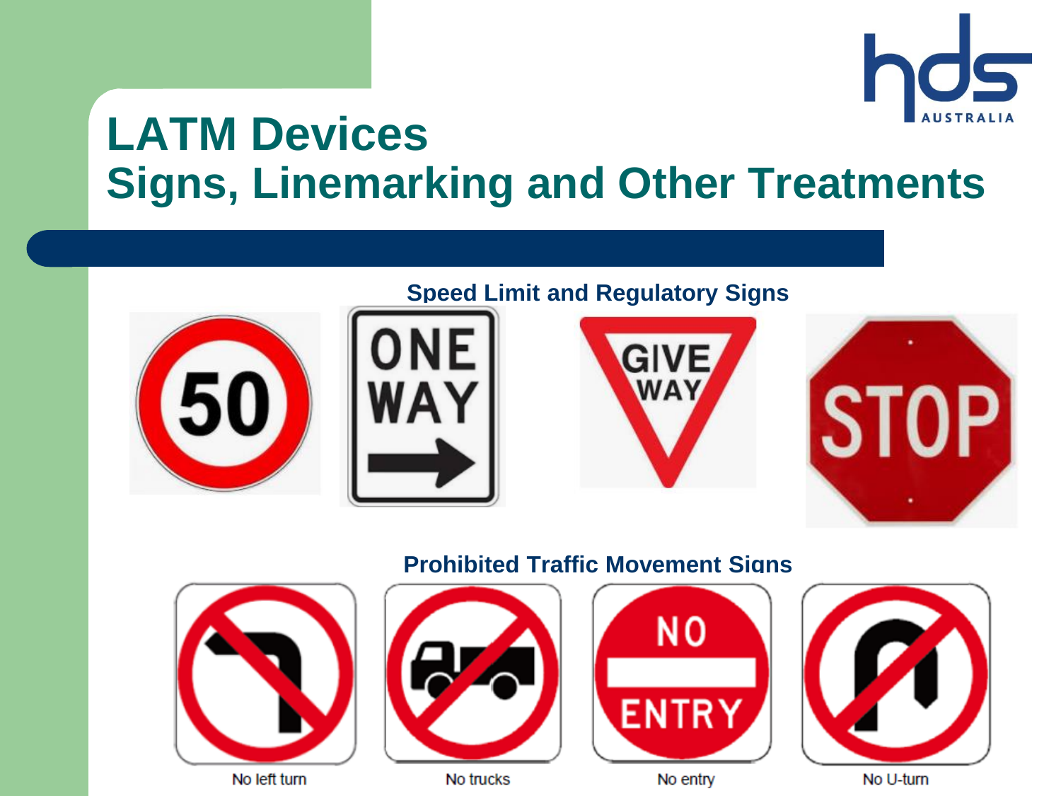# LATM Devices
## Signs, Linemarking and Other Treatments

### Speed Limit and Regulatory Signs

### Prohibited Traffic Movement Signs

No left turn

No trucks

No entry

No U-turn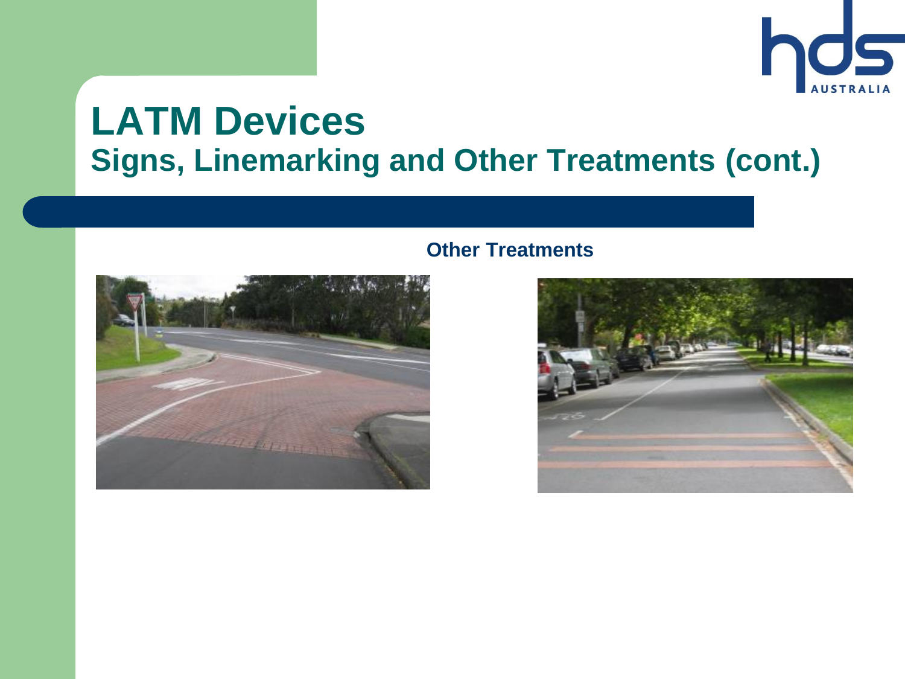# LATM Devices

## Signs, Linemarking and Other Treatments (cont.)

**Other Treatments**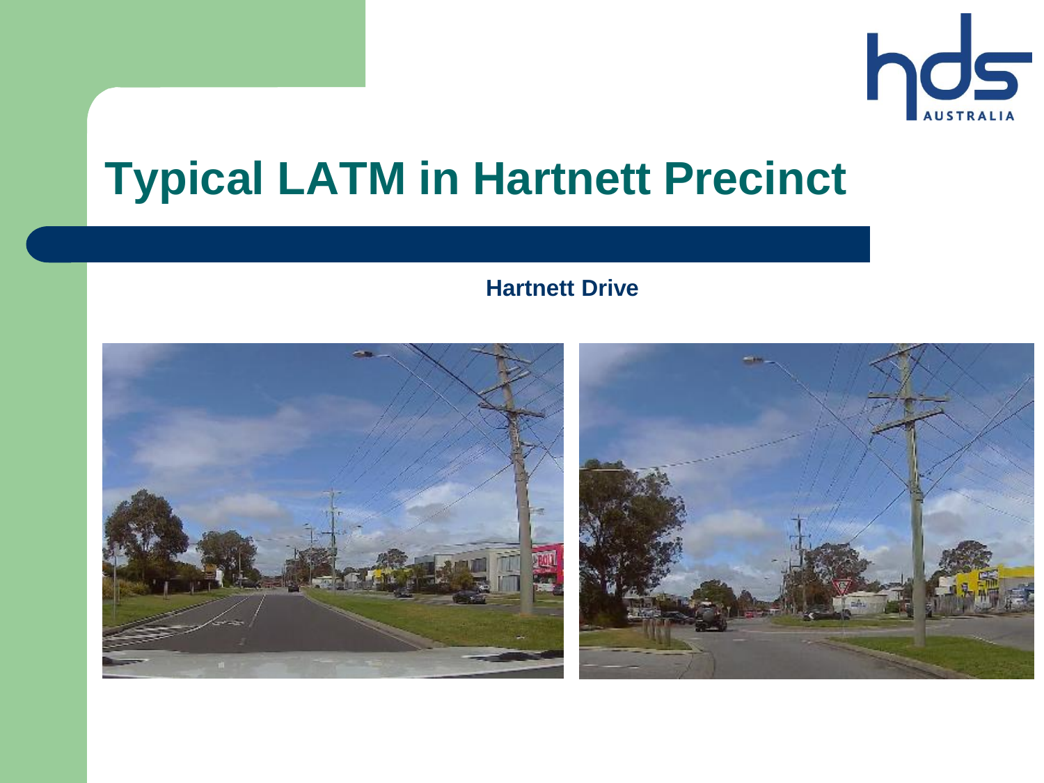# Typical LATM in Hartnett Precinct

**Hartnett Drive**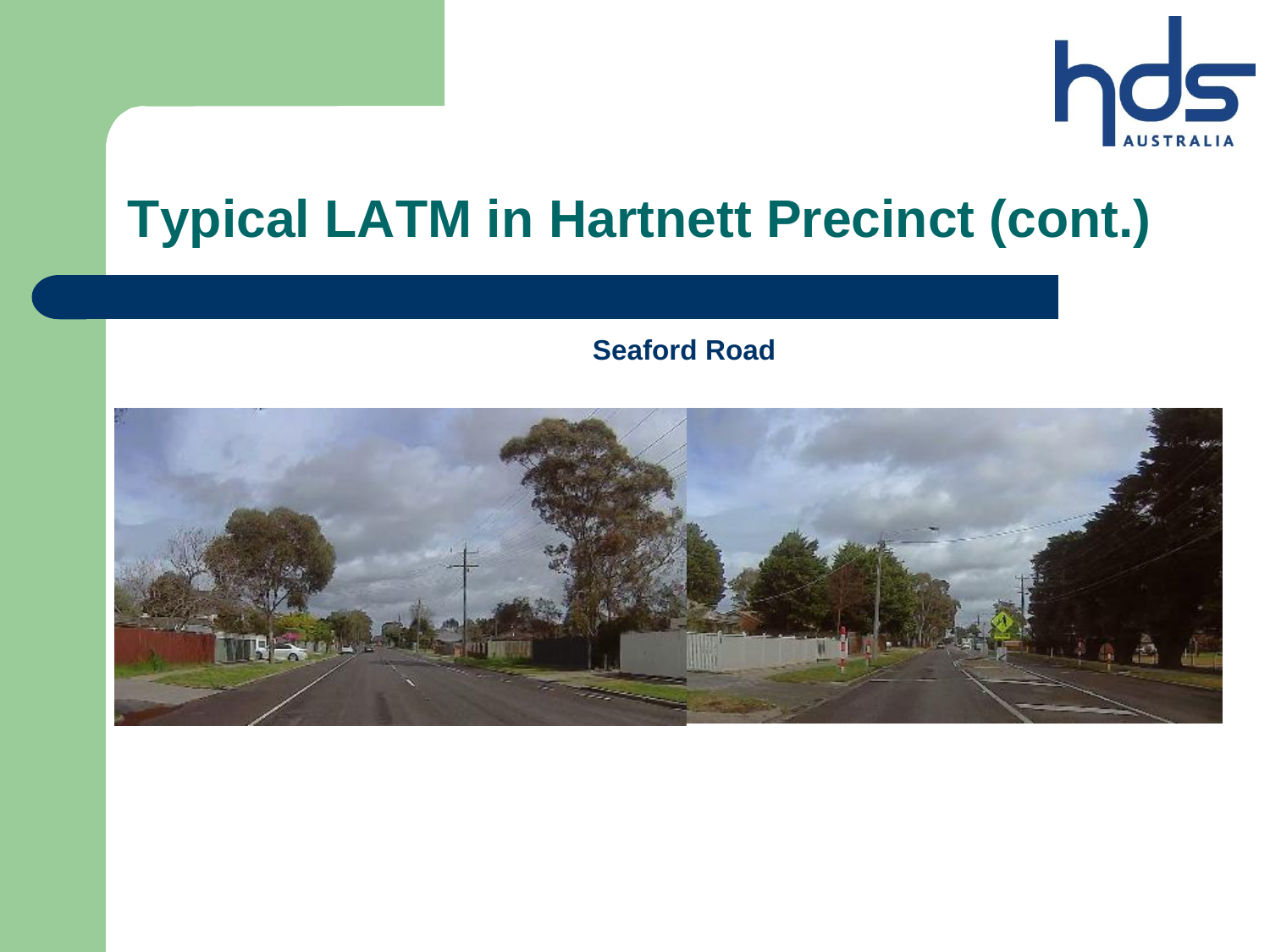# Typical LATM in Hartnett Precinct (cont.)

**Seaford Road**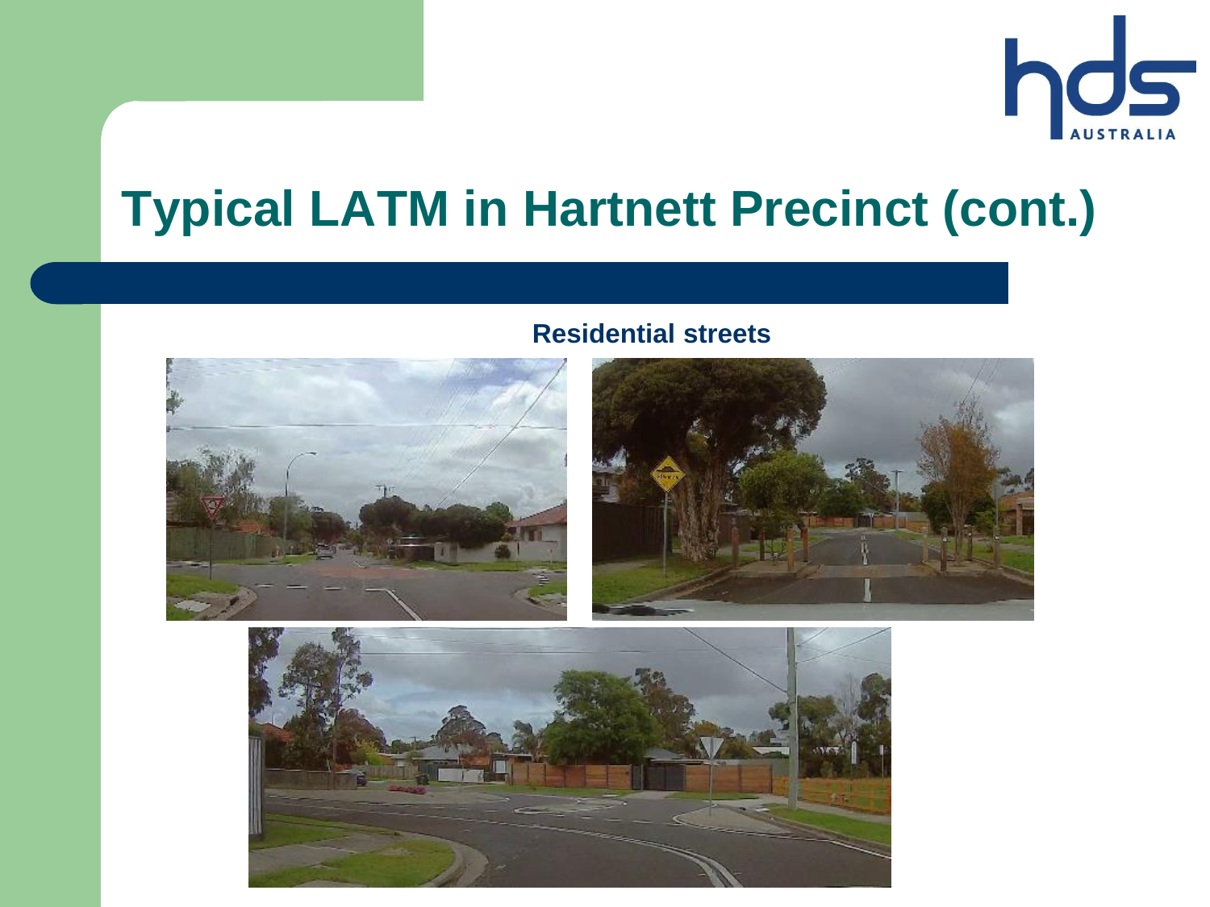# Typical LATM in Hartnett Precinct (cont.)

**Residential streets**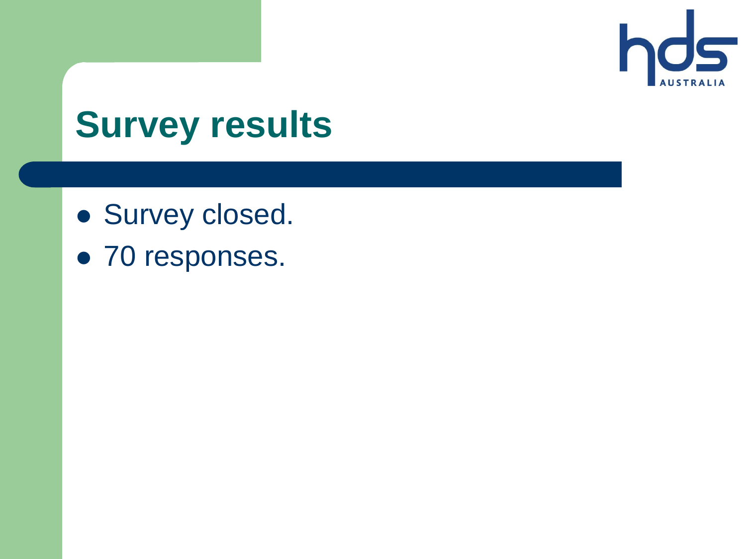# Survey results

- Survey closed.
- 70 responses.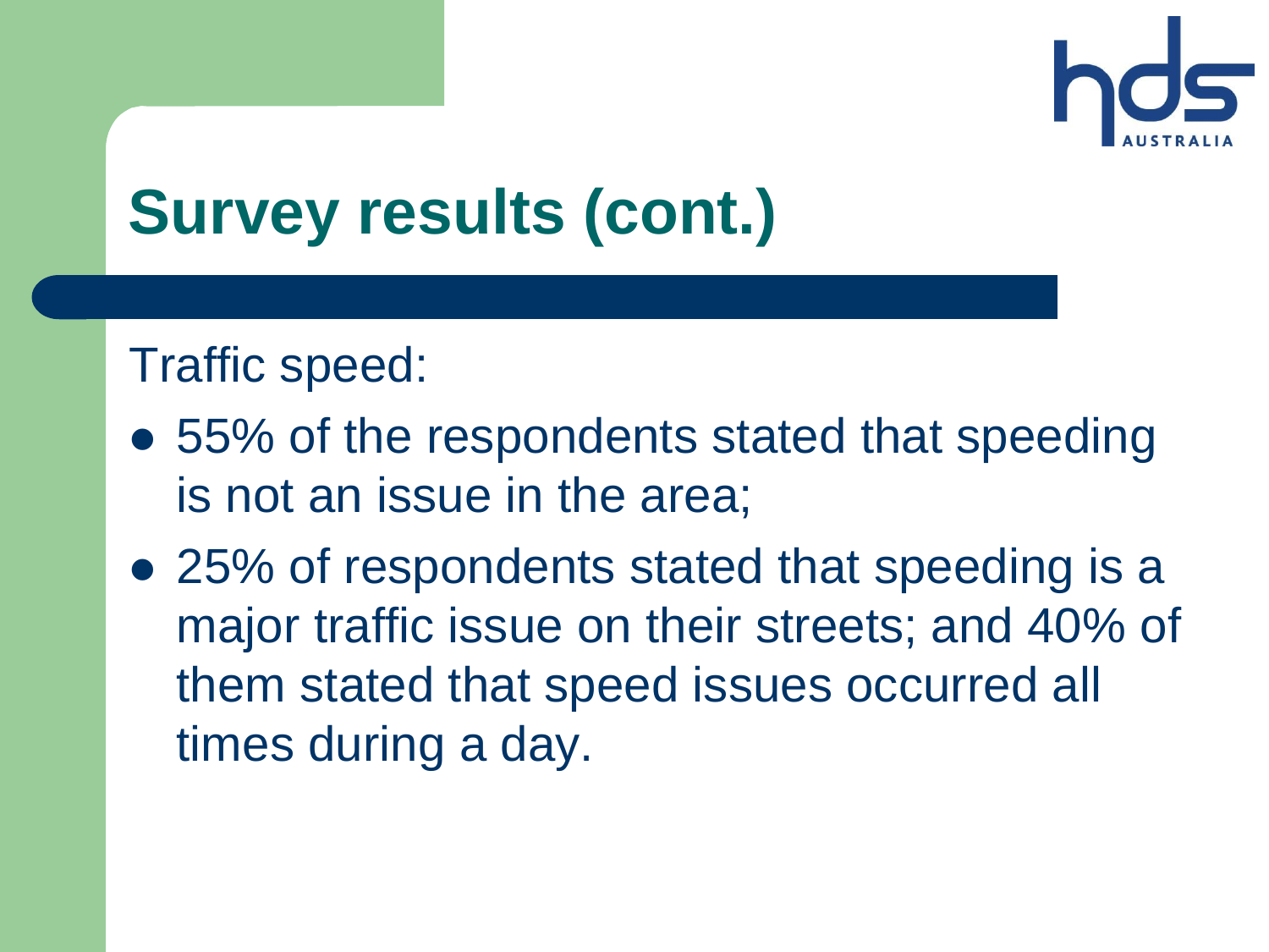# Survey results (cont.)

Traffic speed:

- 55% of the respondents stated that speeding is not an issue in the area;
- 25% of respondents stated that speeding is a major traffic issue on their streets; and 40% of them stated that speed issues occurred all times during a day.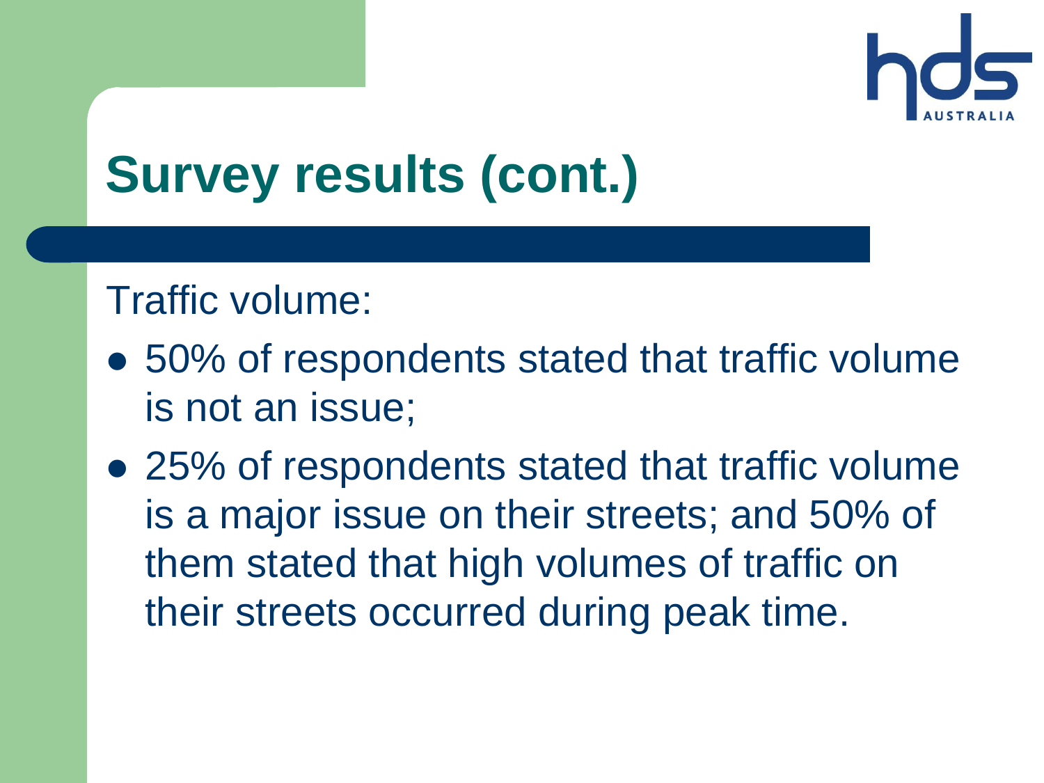# Survey results (cont.)

Traffic volume:

- 50% of respondents stated that traffic volume is not an issue;
- 25% of respondents stated that traffic volume is a major issue on their streets; and 50% of them stated that high volumes of traffic on their streets occurred during peak time.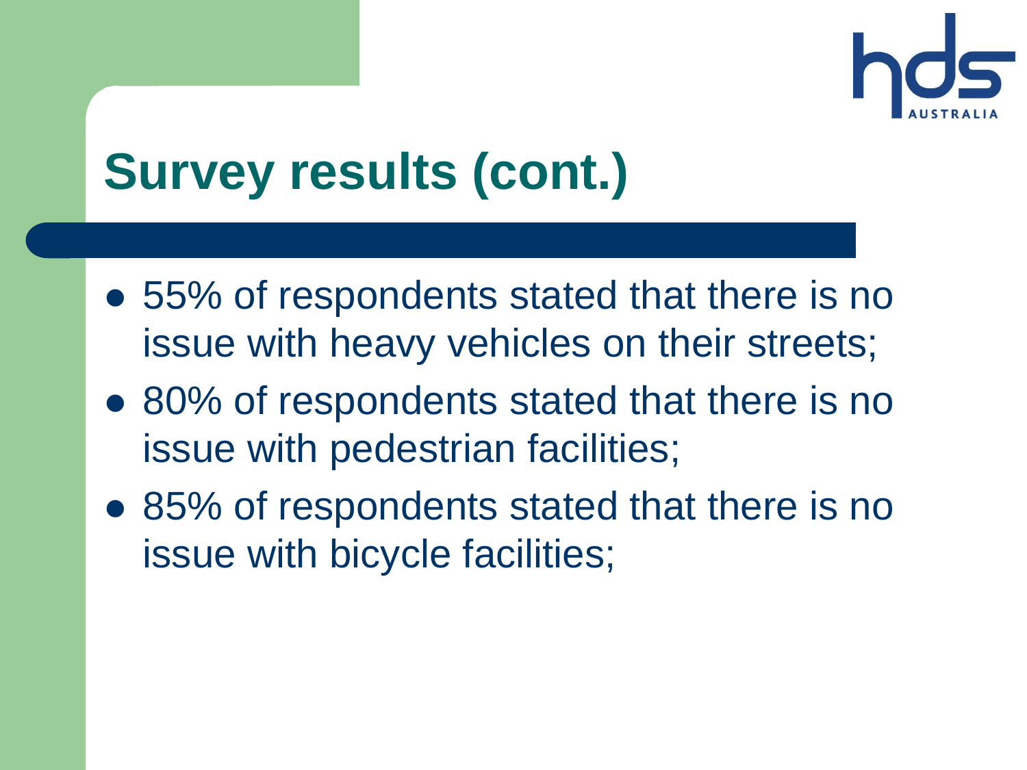# Survey results (cont.)

- 55% of respondents stated that there is no issue with heavy vehicles on their streets;
- 80% of respondents stated that there is no issue with pedestrian facilities;
- 85% of respondents stated that there is no issue with bicycle facilities;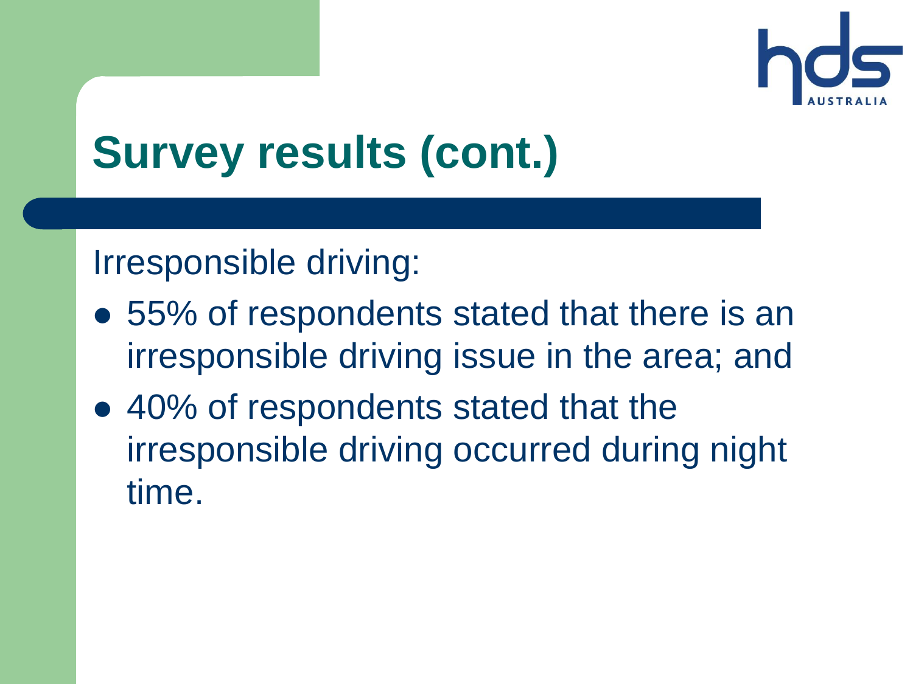# Survey results (cont.)

Irresponsible driving:

- 55% of respondents stated that there is an irresponsible driving issue in the area; and
- 40% of respondents stated that the irresponsible driving occurred during night time.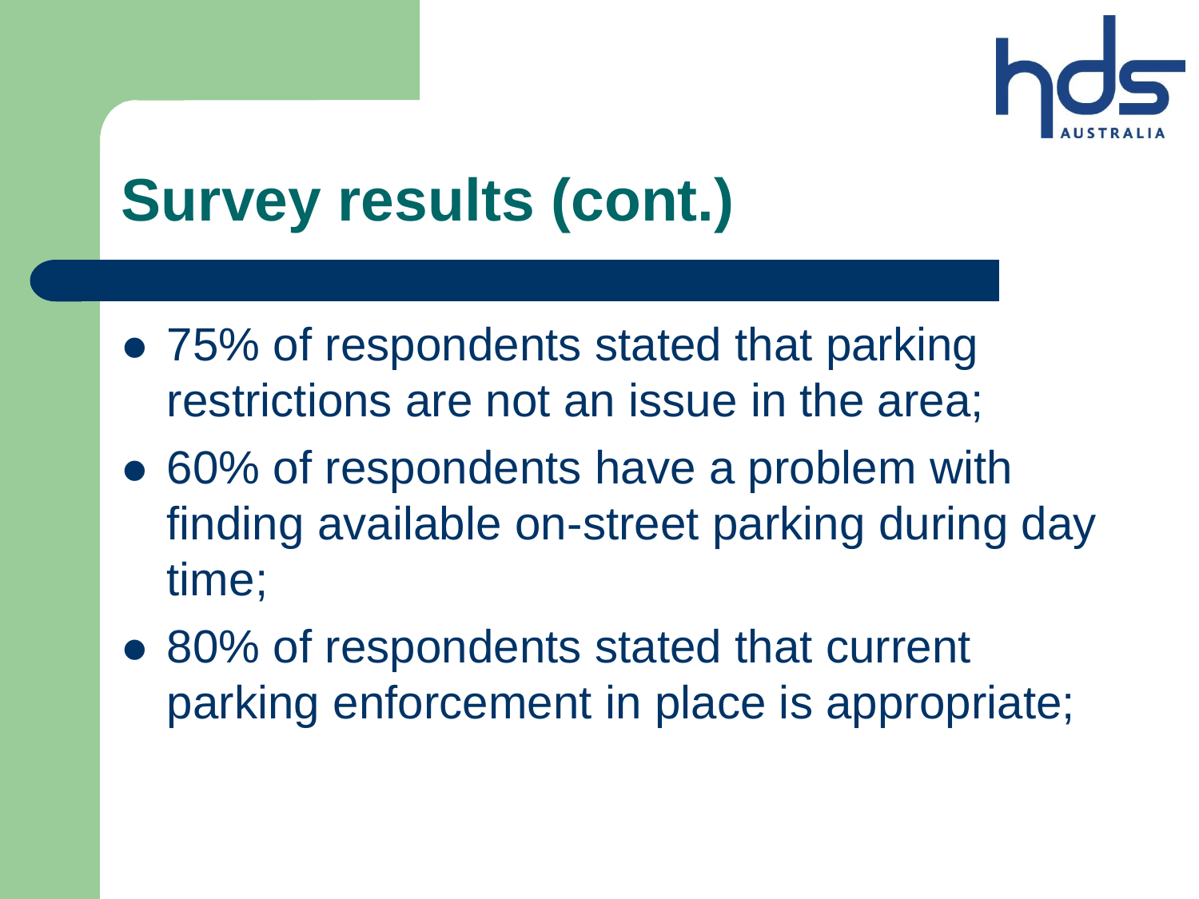# Survey results (cont.)

- 75% of respondents stated that parking restrictions are not an issue in the area;
- 60% of respondents have a problem with finding available on-street parking during day time;
- 80% of respondents stated that current parking enforcement in place is appropriate;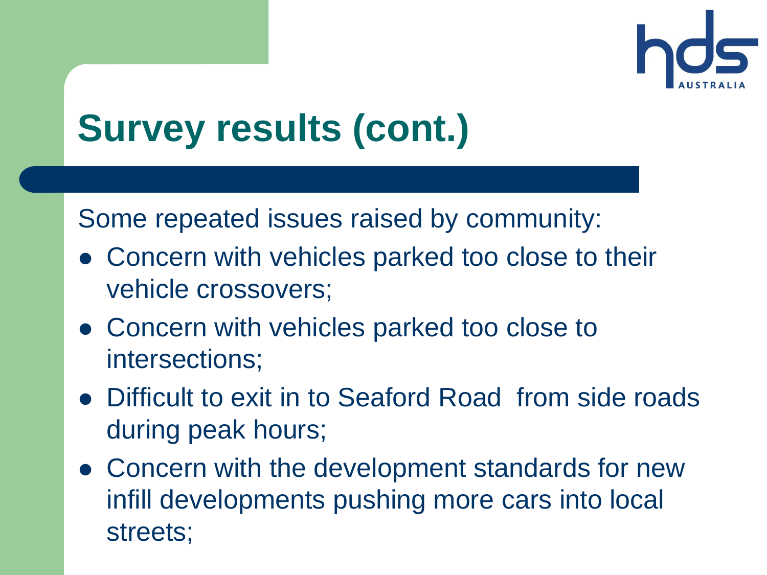# Survey results (cont.)

Some repeated issues raised by community:

- Concern with vehicles parked too close to their vehicle crossovers;
- Concern with vehicles parked too close to intersections;
- Difficult to exit in to Seaford Road  from side roads during peak hours;
- Concern with the development standards for new infill developments pushing more cars into local streets;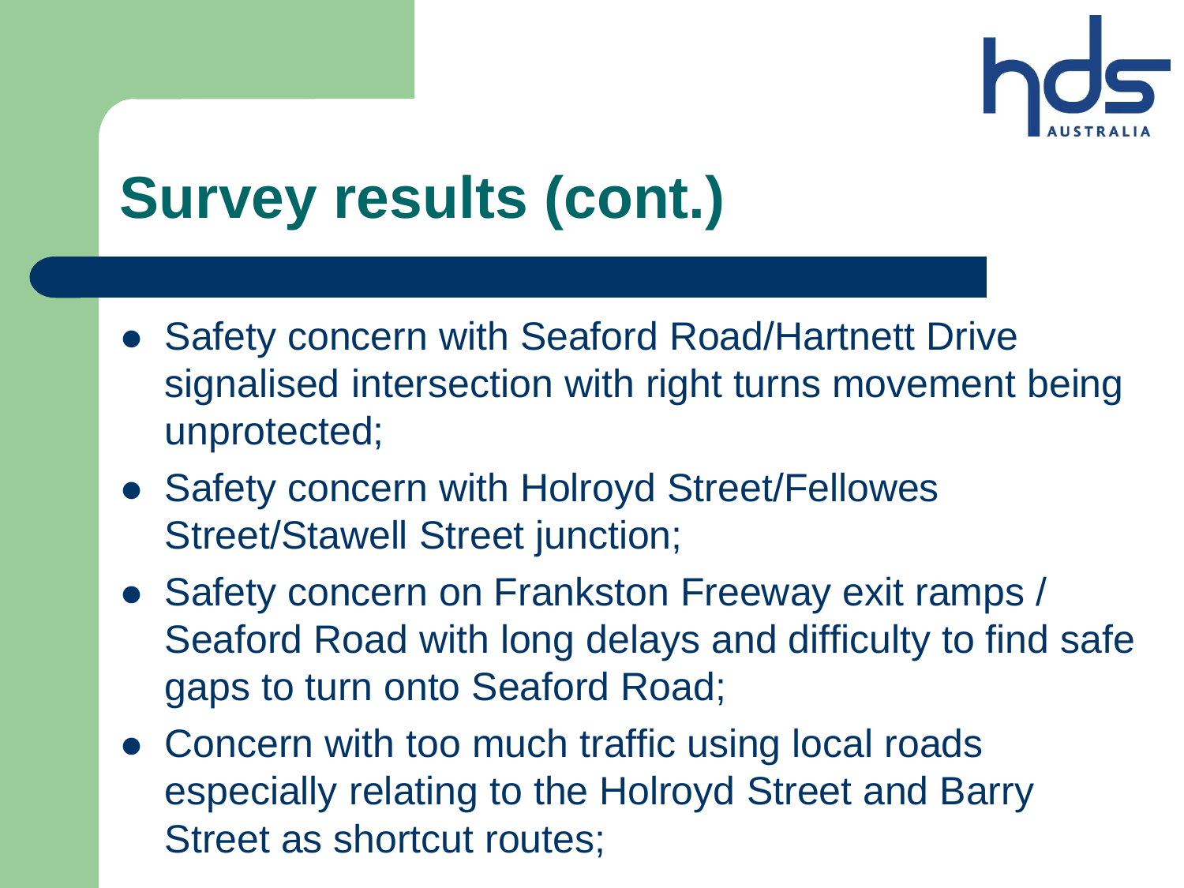# Survey results (cont.)

- Safety concern with Seaford Road/Hartnett Drive signalised intersection with right turns movement being unprotected;
- Safety concern with Holroyd Street/Fellowes Street/Stawell Street junction;
- Safety concern on Frankston Freeway exit ramps / Seaford Road with long delays and difficulty to find safe gaps to turn onto Seaford Road;
- Concern with too much traffic using local roads especially relating to the Holroyd Street and Barry Street as shortcut routes;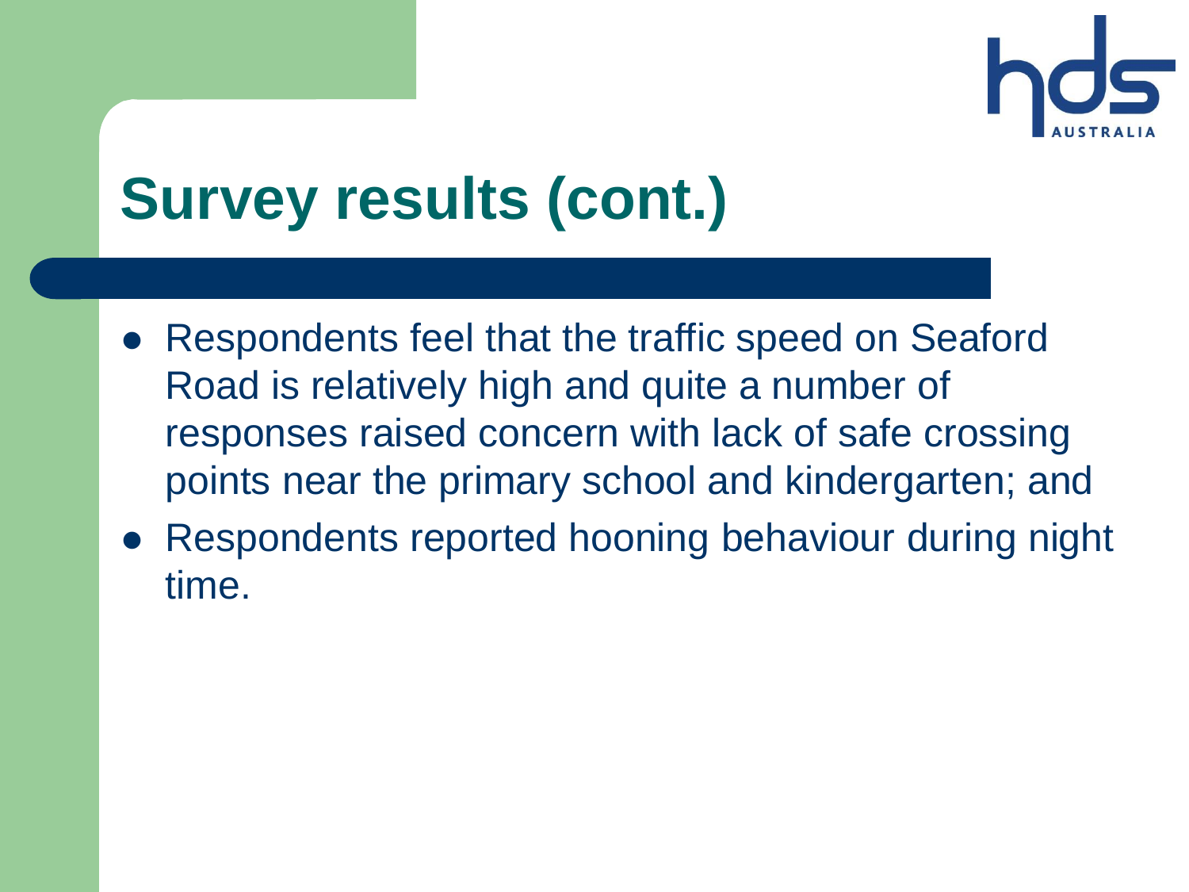# Survey results (cont.)

- Respondents feel that the traffic speed on Seaford Road is relatively high and quite a number of responses raised concern with lack of safe crossing points near the primary school and kindergarten; and
- Respondents reported hooning behaviour during night time.